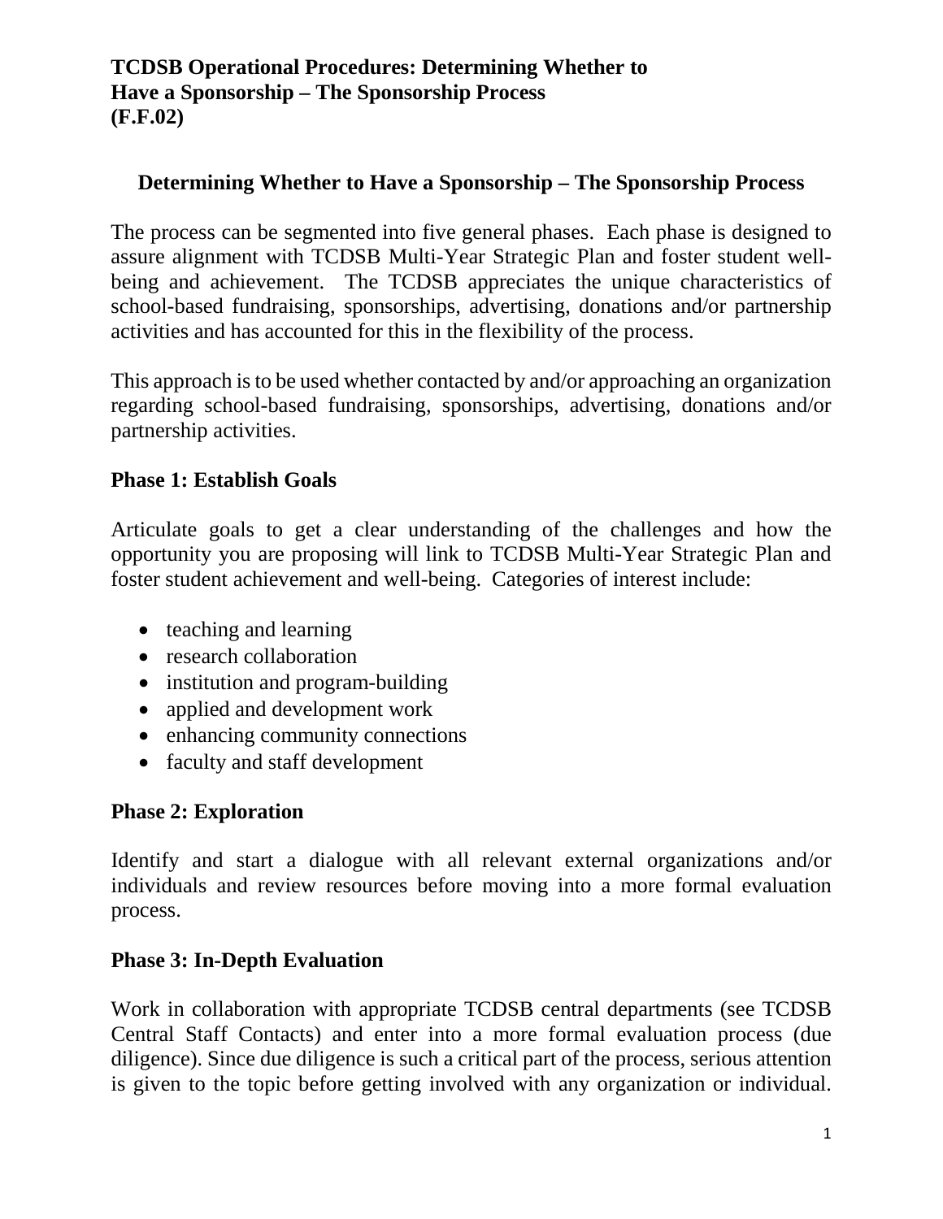# TCDSB Operational Procedures: Determining Whether to Have a Sponsorship – The Sponsorship Process (F.F.02)

## Determining Whether to Have a Sponsorship – The Sponsorship Process

The process can be segmented into five general phases. Each phase is designed to assure alignment with TCDSB Multi-Year Strategic Plan and foster student well-being and achievement. The TCDSB appreciates the unique characteristics of school-based fundraising, sponsorships, advertising, donations and/or partnership activities and has accounted for this in the flexibility of the process.

This approach is to be used whether contacted by and/or approaching an organization regarding school-based fundraising, sponsorships, advertising, donations and/or partnership activities.

### Phase 1: Establish Goals

Articulate goals to get a clear understanding of the challenges and how the opportunity you are proposing will link to TCDSB Multi-Year Strategic Plan and foster student achievement and well-being. Categories of interest include:

- teaching and learning
- research collaboration
- institution and program-building
- applied and development work
- enhancing community connections
- faculty and staff development

### Phase 2: Exploration

Identify and start a dialogue with all relevant external organizations and/or individuals and review resources before moving into a more formal evaluation process.

### Phase 3: In-Depth Evaluation

Work in collaboration with appropriate TCDSB central departments (see TCDSB Central Staff Contacts) and enter into a more formal evaluation process (due diligence). Since due diligence is such a critical part of the process, serious attention is given to the topic before getting involved with any organization or individual.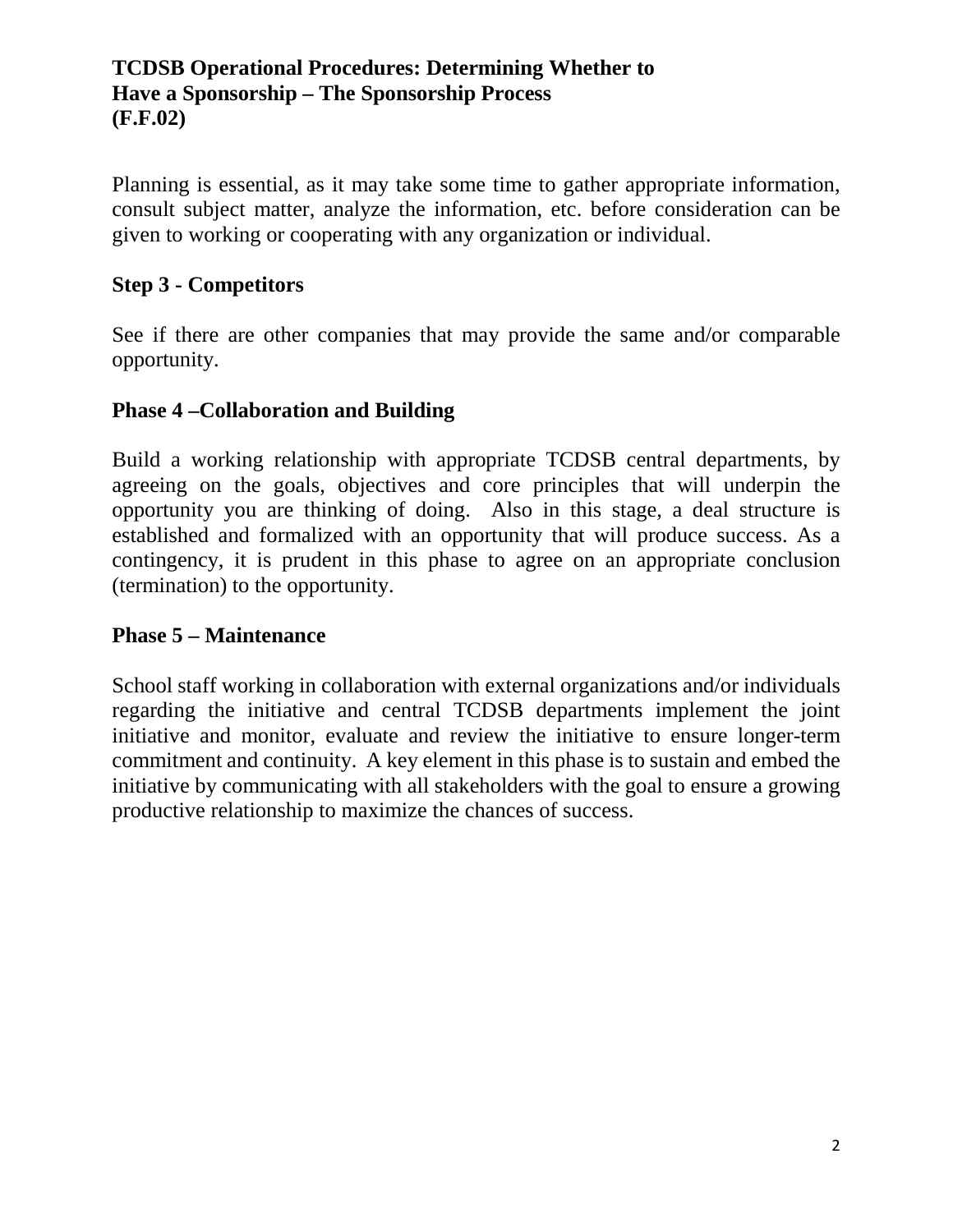**TCDSB Operational Procedures: Determining Whether to Have a Sponsorship – The Sponsorship Process (F.F.02)**

Planning is essential, as it may take some time to gather appropriate information, consult subject matter, analyze the information, etc. before consideration can be given to working or cooperating with any organization or individual.

## Step 3 - Competitors

See if there are other companies that may provide the same and/or comparable opportunity.

## Phase 4 –Collaboration and Building

Build a working relationship with appropriate TCDSB central departments, by agreeing on the goals, objectives and core principles that will underpin the opportunity you are thinking of doing. Also in this stage, a deal structure is established and formalized with an opportunity that will produce success. As a contingency, it is prudent in this phase to agree on an appropriate conclusion (termination) to the opportunity.

## Phase 5 – Maintenance

School staff working in collaboration with external organizations and/or individuals regarding the initiative and central TCDSB departments implement the joint initiative and monitor, evaluate and review the initiative to ensure longer-term commitment and continuity. A key element in this phase is to sustain and embed the initiative by communicating with all stakeholders with the goal to ensure a growing productive relationship to maximize the chances of success.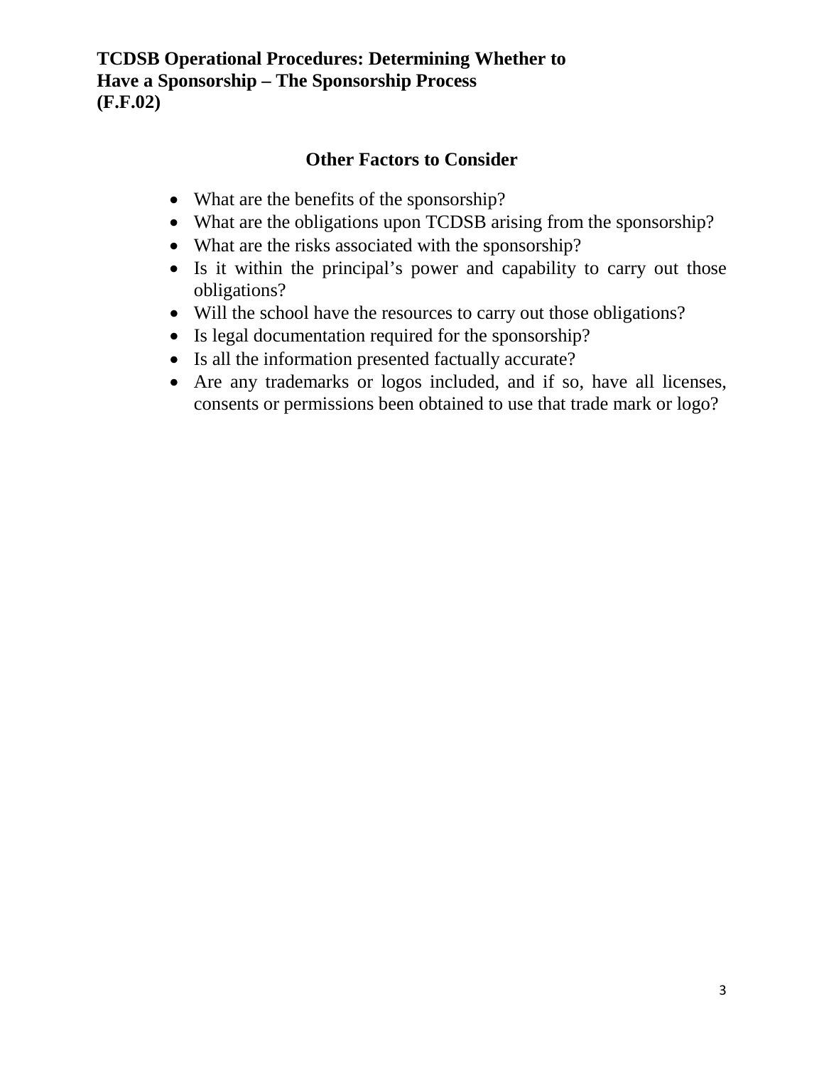**TCDSB Operational Procedures: Determining Whether to Have a Sponsorship – The Sponsorship Process (F.F.02)**

## Other Factors to Consider

- What are the benefits of the sponsorship?
- What are the obligations upon TCDSB arising from the sponsorship?
- What are the risks associated with the sponsorship?
- Is it within the principal's power and capability to carry out those obligations?
- Will the school have the resources to carry out those obligations?
- Is legal documentation required for the sponsorship?
- Is all the information presented factually accurate?
- Are any trademarks or logos included, and if so, have all licenses, consents or permissions been obtained to use that trade mark or logo?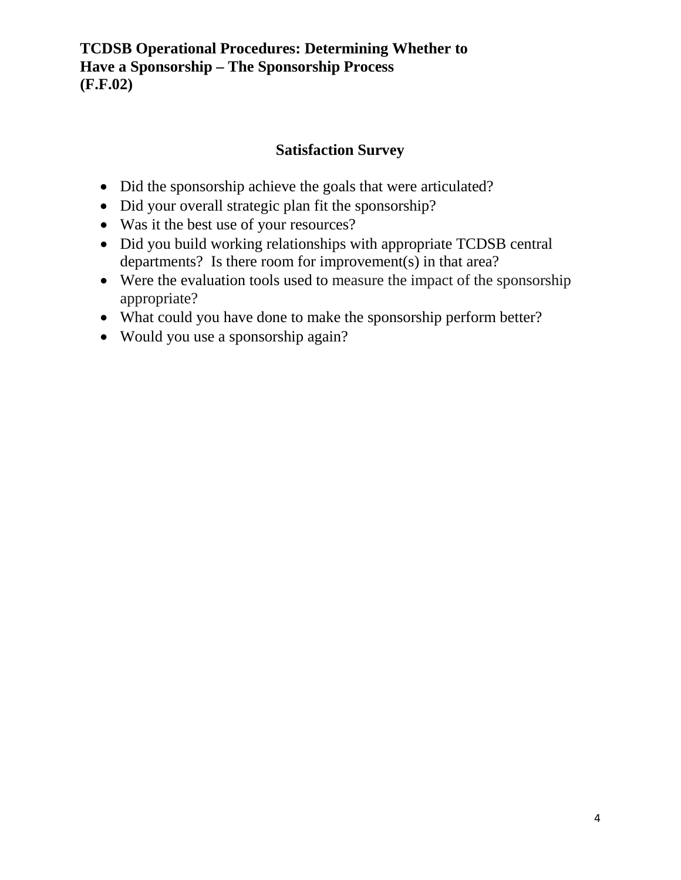**TCDSB Operational Procedures: Determining Whether to Have a Sponsorship – The Sponsorship Process (F.F.02)**

## Satisfaction Survey

- Did the sponsorship achieve the goals that were articulated?
- Did your overall strategic plan fit the sponsorship?
- Was it the best use of your resources?
- Did you build working relationships with appropriate TCDSB central departments? Is there room for improvement(s) in that area?
- Were the evaluation tools used to measure the impact of the sponsorship appropriate?
- What could you have done to make the sponsorship perform better?
- Would you use a sponsorship again?